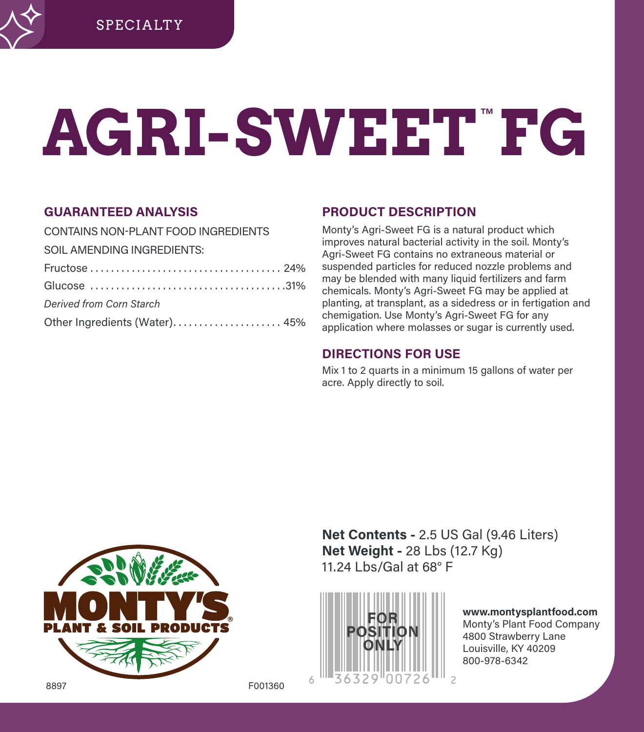SPECIALTY

# AGRI-SWEET™ FG

## GUARANTEED ANALYSIS

CONTAINS NON-PLANT FOOD INGREDIENTS

SOIL AMENDING INGREDIENTS:

| | |
|---|---|
| Fructose | 24% |
| Glucose | 31% |
| *Derived from Corn Starch* | |
| Other Ingredients (Water) | 45% |

## PRODUCT DESCRIPTION

Monty's Agri-Sweet FG is a natural product which improves natural bacterial activity in the soil. Monty's Agri-Sweet FG contains no extraneous material or suspended particles for reduced nozzle problems and may be blended with many liquid fertilizers and farm chemicals. Monty's Agri-Sweet FG may be applied at planting, at transplant, as a sidedress or in fertigation and chemigation. Use Monty's Agri-Sweet FG for any application where molasses or sugar is currently used.

## DIRECTIONS FOR USE

Mix 1 to 2 quarts in a minimum 15 gallons of water per acre. Apply directly to soil.

**Net Contents -** 2.5 US Gal (9.46 Liters)
**Net Weight -** 28 Lbs (12.7 Kg)
11.24 Lbs/Gal at 68° F

MONTY'S® PLANT & SOIL PRODUCTS

FOR POSITION ONLY

6 36329 00726 2

**www.montysplantfood.com**
Monty's Plant Food Company
4800 Strawberry Lane
Louisville, KY 40209
800-978-6342

8897 F001360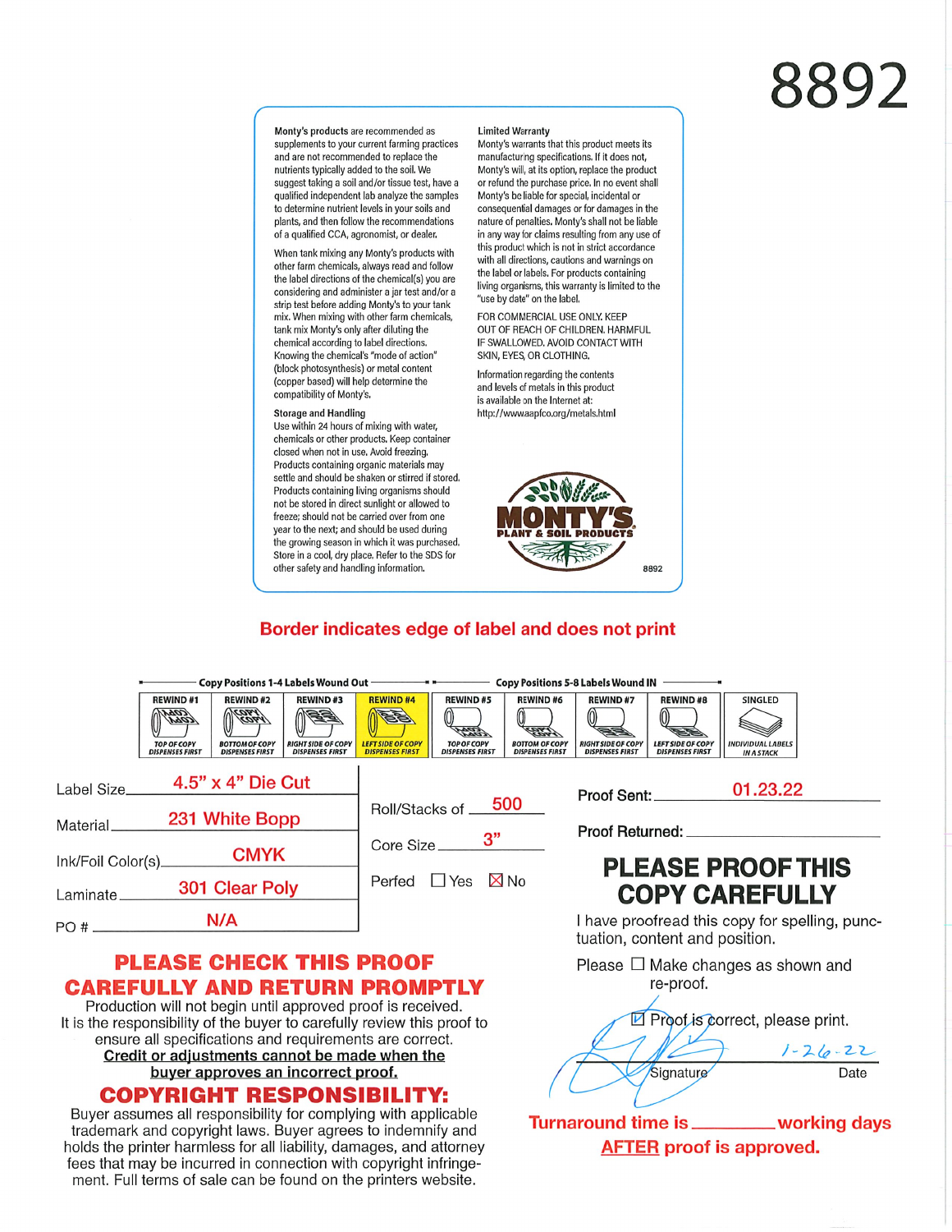# 8892

Monty's products are recommended as supplements to your current farming practices and are not recommended to replace the nutrients typically added to the soil. We suggest taking a soil and/or tissue test, have a qualified independent lab analyze the samples to determine nutrient levels in your soils and plants, and then follow the recommendations of a qualified CCA, agronomist, or dealer.

When tank mixing any Monty's products with other farm chemicals, always read and follow the label directions of the chemical(s) you are considering and administer a jar test and/or a strip test before adding Monty's to your tank mix. When mixing with other farm chemicals, tank mix Monty's only after diluting the chemical according to label directions. Knowing the chemical's "mode of action" (block photosynthesis) or metal content (copper based) will help determine the compatibility of Monty's.

**Storage and Handling**
Use within 24 hours of mixing with water, chemicals or other products. Keep container closed when not in use. Avoid freezing. Products containing organic materials may settle and should be shaken or stirred if stored. Products containing living organisms should not be stored in direct sunlight or allowed to freeze; should not be carried over from one year to the next; and should be used during the growing season in which it was purchased. Store in a cool, dry place. Refer to the SDS for other safety and handling information.

**Limited Warranty**
Monty's warrants that this product meets its manufacturing specifications. If it does not, Monty's will, at its option, replace the product or refund the purchase price. In no event shall Monty's be liable for special, incidental or consequential damages or for damages in the nature of penalties. Monty's shall not be liable in any way for claims resulting from any use of this product which is not in strict accordance with all directions, cautions and warnings on the label or labels. For products containing living organisms, this warranty is limited to the "use by date" on the label.

FOR COMMERCIAL USE ONLY. KEEP OUT OF REACH OF CHILDREN. HARMFUL IF SWALLOWED. AVOID CONTACT WITH SKIN, EYES, OR CLOTHING.

Information regarding the contents and levels of metals in this product is available on the Internet at: http://www.aapfco.org/metals.html

MONTY'S PLANT & SOIL PRODUCTS

8892

**Border indicates edge of label and does not print**

| Copy Positions 1-4 Labels Wound Out | | | | Copy Positions 5-8 Labels Wound IN | | | | |
|---|---|---|---|---|---|---|---|---|
| REWIND #1 | REWIND #2 | REWIND #3 | REWIND #4 | REWIND #5 | REWIND #6 | REWIND #7 | REWIND #8 | SINGLED |
| TOP OF COPY DISPENSES FIRST | BOTTOM OF COPY DISPENSES FIRST | RIGHT SIDE OF COPY DISPENSES FIRST | LEFT SIDE OF COPY DISPENSES FIRST | TOP OF COPY DISPENSES FIRST | BOTTOM OF COPY DISPENSES FIRST | RIGHT SIDE OF COPY DISPENSES FIRST | LEFT SIDE OF COPY DISPENSES FIRST | INDIVIDUAL LABELS IN A STACK |

Label Size: 4.5" x 4" Die Cut
Material: 231 White Bopp
Ink/Foil Color(s): CMYK
Laminate: 301 Clear Poly
PO #: N/A

Roll/Stacks of: 500
Core Size: 3"
Perfed ☐ Yes ☒ No

Proof Sent: 01.23.22
Proof Returned:

## PLEASE PROOF THIS COPY CAREFULLY

I have proofread this copy for spelling, punctuation, content and position.

Please ☐ Make changes as shown and re-proof.

☑ Proof is correct, please print.

Signature: [signed] Date: 1-26-22

## PLEASE CHECK THIS PROOF CAREFULLY AND RETURN PROMPTLY

Production will not begin until approved proof is received. It is the responsibility of the buyer to carefully review this proof to ensure all specifications and requirements are correct. **Credit or adjustments cannot be made when the buyer approves an incorrect proof.**

## COPYRIGHT RESPONSIBILITY:

Buyer assumes all responsibility for complying with applicable trademark and copyright laws. Buyer agrees to indemnify and holds the printer harmless for all liability, damages, and attorney fees that may be incurred in connection with copyright infringement. Full terms of sale can be found on the printers website.

**Turnaround time is ________ working days AFTER proof is approved.**